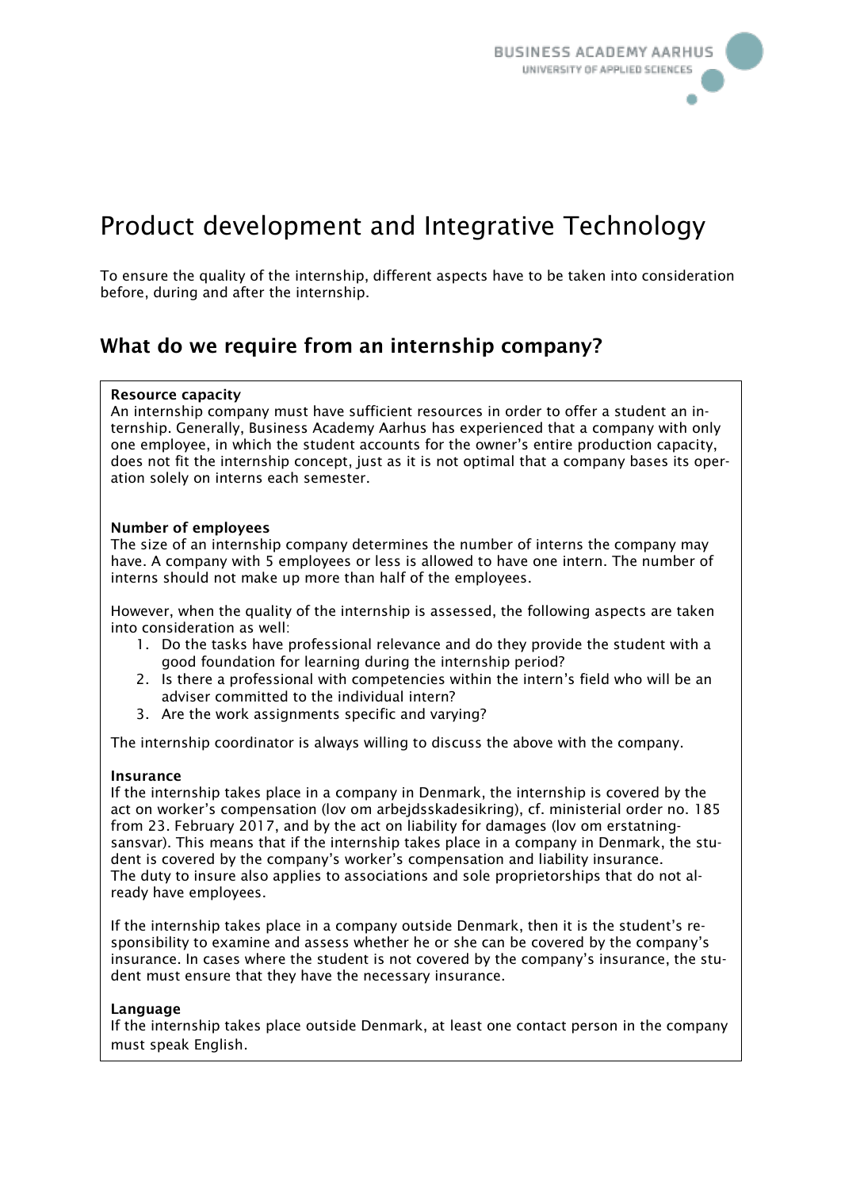# Product development and Integrative Technology

To ensure the quality of the internship, different aspects have to be taken into consideration before, during and after the internship.

## What do we require from an internship company?

**Resource capacity**
An internship company must have sufficient resources in order to offer a student an internship. Generally, Business Academy Aarhus has experienced that a company with only one employee, in which the student accounts for the owner's entire production capacity, does not fit the internship concept, just as it is not optimal that a company bases its operation solely on interns each semester.

**Number of employees**
The size of an internship company determines the number of interns the company may have. A company with 5 employees or less is allowed to have one intern. The number of interns should not make up more than half of the employees.

However, when the quality of the internship is assessed, the following aspects are taken into consideration as well:

1. Do the tasks have professional relevance and do they provide the student with a good foundation for learning during the internship period?
2. Is there a professional with competencies within the intern's field who will be an adviser committed to the individual intern?
3. Are the work assignments specific and varying?

The internship coordinator is always willing to discuss the above with the company.

**Insurance**
If the internship takes place in a company in Denmark, the internship is covered by the act on worker's compensation (lov om arbejdsskadesikring), cf. ministerial order no. 185 from 23. February 2017, and by the act on liability for damages (lov om erstatningsansvar). This means that if the internship takes place in a company in Denmark, the student is covered by the company's worker's compensation and liability insurance.
The duty to insure also applies to associations and sole proprietorships that do not already have employees.

If the internship takes place in a company outside Denmark, then it is the student's responsibility to examine and assess whether he or she can be covered by the company's insurance. In cases where the student is not covered by the company's insurance, the student must ensure that they have the necessary insurance.

**Language**
If the internship takes place outside Denmark, at least one contact person in the company must speak English.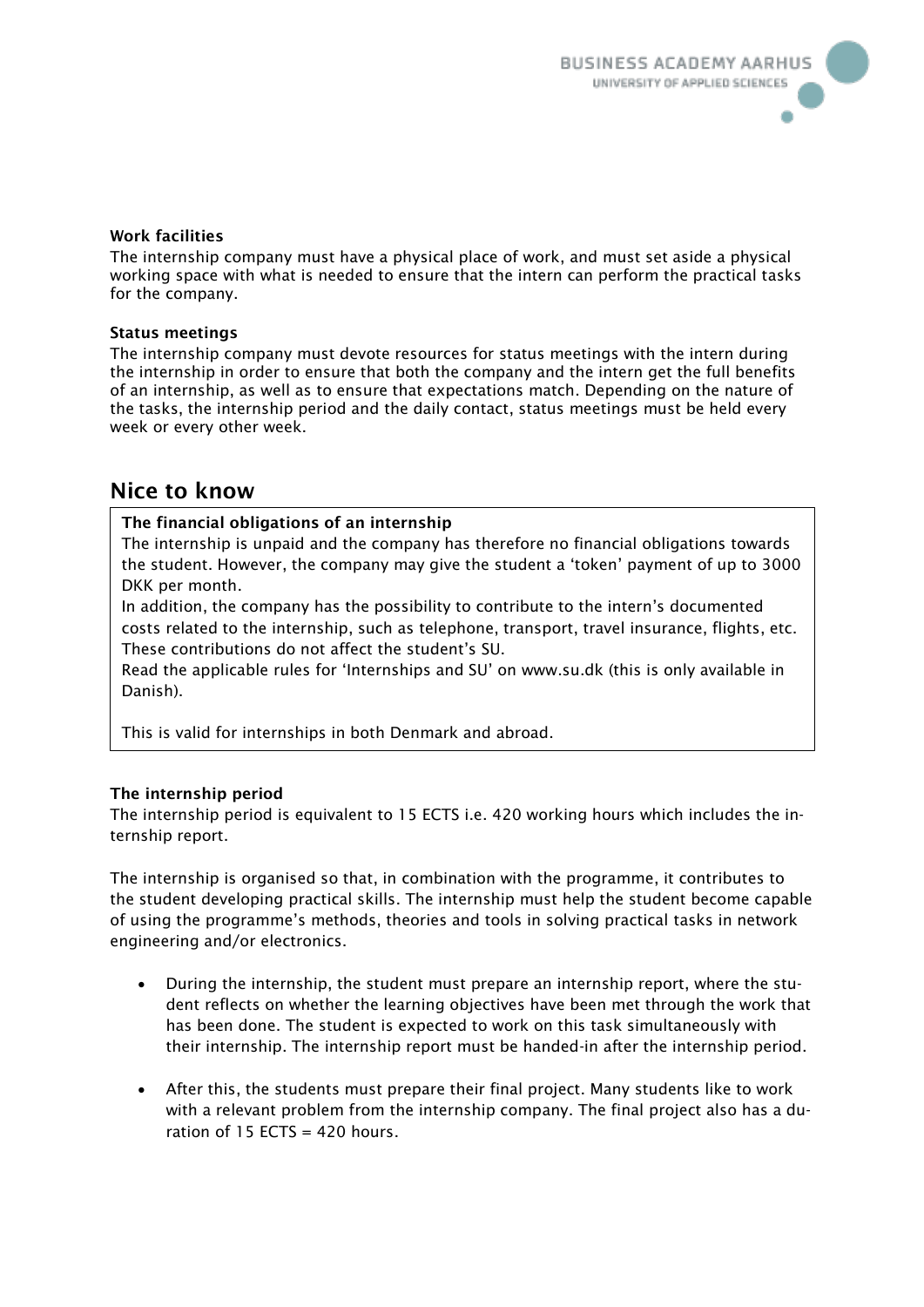**Work facilities**

The internship company must have a physical place of work, and must set aside a physical working space with what is needed to ensure that the intern can perform the practical tasks for the company.

**Status meetings**

The internship company must devote resources for status meetings with the intern during the internship in order to ensure that both the company and the intern get the full benefits of an internship, as well as to ensure that expectations match. Depending on the nature of the tasks, the internship period and the daily contact, status meetings must be held every week or every other week.

## Nice to know

**The financial obligations of an internship**

The internship is unpaid and the company has therefore no financial obligations towards the student. However, the company may give the student a 'token' payment of up to 3000 DKK per month.

In addition, the company has the possibility to contribute to the intern's documented costs related to the internship, such as telephone, transport, travel insurance, flights, etc. These contributions do not affect the student's SU.

Read the applicable rules for 'Internships and SU' on www.su.dk (this is only available in Danish).

This is valid for internships in both Denmark and abroad.

**The internship period**

The internship period is equivalent to 15 ECTS i.e. 420 working hours which includes the internship report.

The internship is organised so that, in combination with the programme, it contributes to the student developing practical skills. The internship must help the student become capable of using the programme's methods, theories and tools in solving practical tasks in network engineering and/or electronics.

- During the internship, the student must prepare an internship report, where the student reflects on whether the learning objectives have been met through the work that has been done. The student is expected to work on this task simultaneously with their internship. The internship report must be handed-in after the internship period.

- After this, the students must prepare their final project. Many students like to work with a relevant problem from the internship company. The final project also has a duration of 15 ECTS = 420 hours.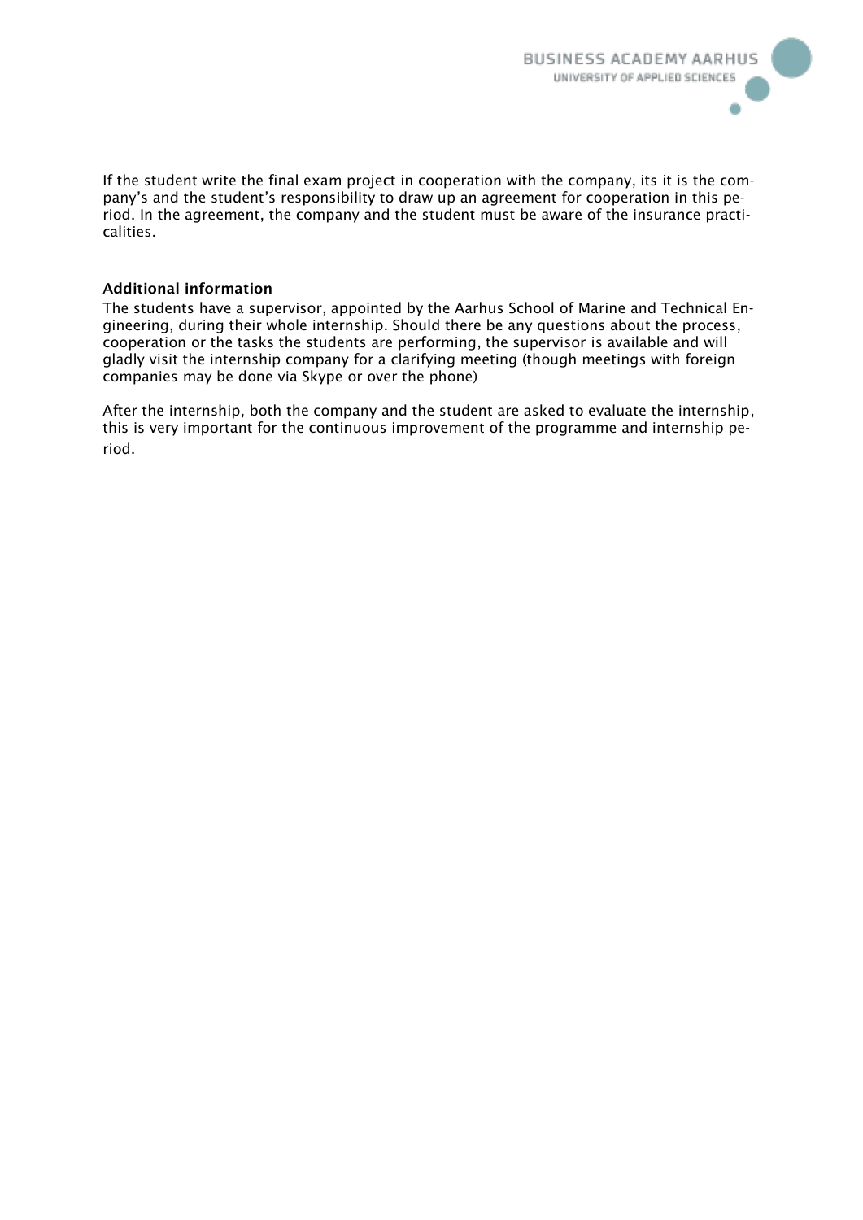If the student write the final exam project in cooperation with the company, its it is the company's and the student's responsibility to draw up an agreement for cooperation in this period. In the agreement, the company and the student must be aware of the insurance practicalities.

**Additional information**

The students have a supervisor, appointed by the Aarhus School of Marine and Technical Engineering, during their whole internship. Should there be any questions about the process, cooperation or the tasks the students are performing, the supervisor is available and will gladly visit the internship company for a clarifying meeting (though meetings with foreign companies may be done via Skype or over the phone)

After the internship, both the company and the student are asked to evaluate the internship, this is very important for the continuous improvement of the programme and internship period.